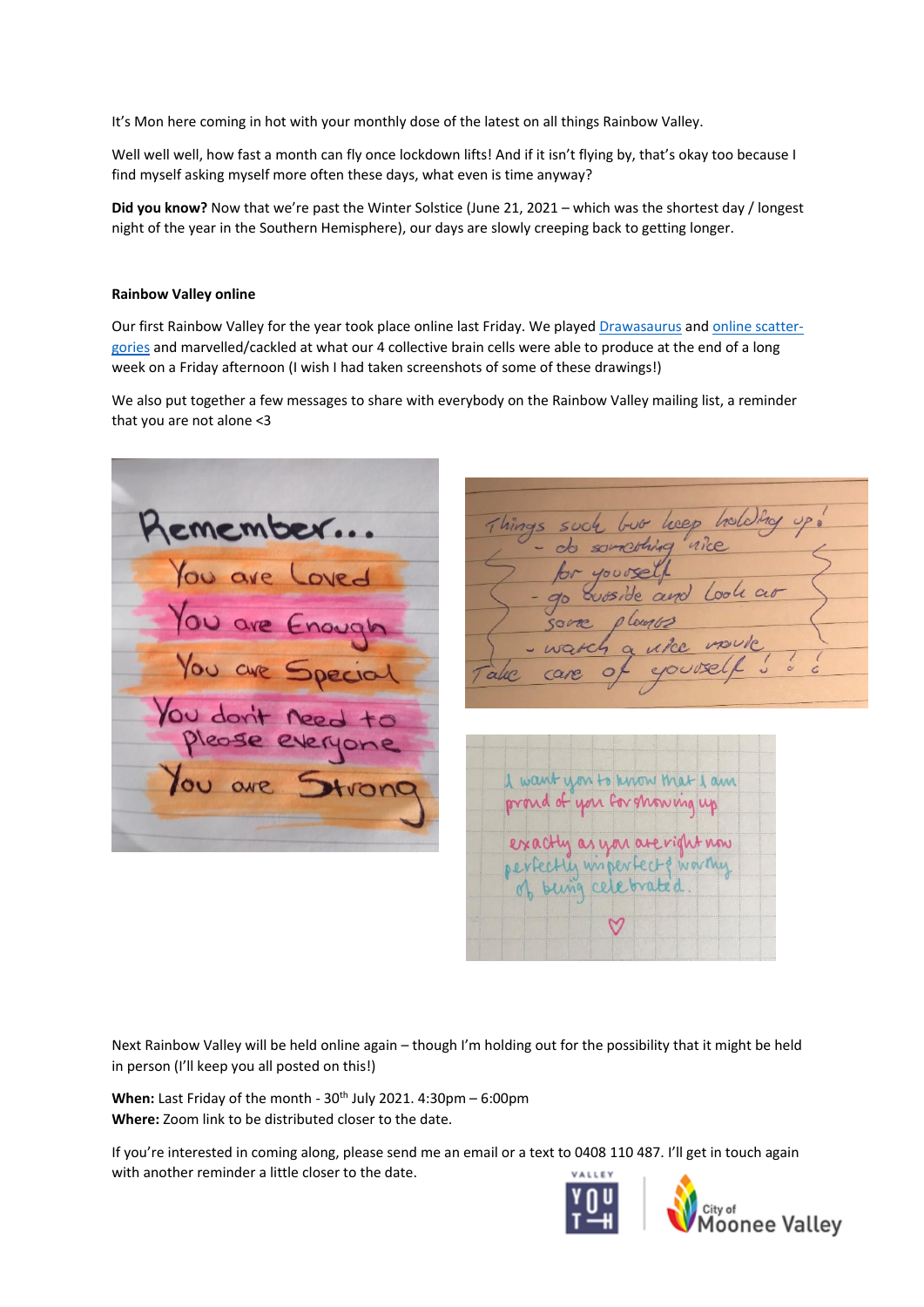It's Mon here coming in hot with your monthly dose of the latest on all things Rainbow Valley.

Well well well, how fast a month can fly once lockdown lifts! And if it isn't flying by, that's okay too because I find myself asking myself more often these days, what even is time anyway?

**Did you know?** Now that we're past the Winter Solstice (June 21, 2021 – which was the shortest day / longest night of the year in the Southern Hemisphere), our days are slowly creeping back to getting longer.

**Rainbow Valley online**

Our first Rainbow Valley for the year took place online last Friday. We played Drawasaurus and online scatter-gories and marvelled/cackled at what our 4 collective brain cells were able to produce at the end of a long week on a Friday afternoon (I wish I had taken screenshots of some of these drawings!)

We also put together a few messages to share with everybody on the Rainbow Valley mailing list, a reminder that you are not alone <3

Next Rainbow Valley will be held online again – though I'm holding out for the possibility that it might be held in person (I'll keep you all posted on this!)

**When:** Last Friday of the month - 30th July 2021. 4:30pm – 6:00pm
**Where:** Zoom link to be distributed closer to the date.

If you're interested in coming along, please send me an email or a text to 0408 110 487. I'll get in touch again with another reminder a little closer to the date.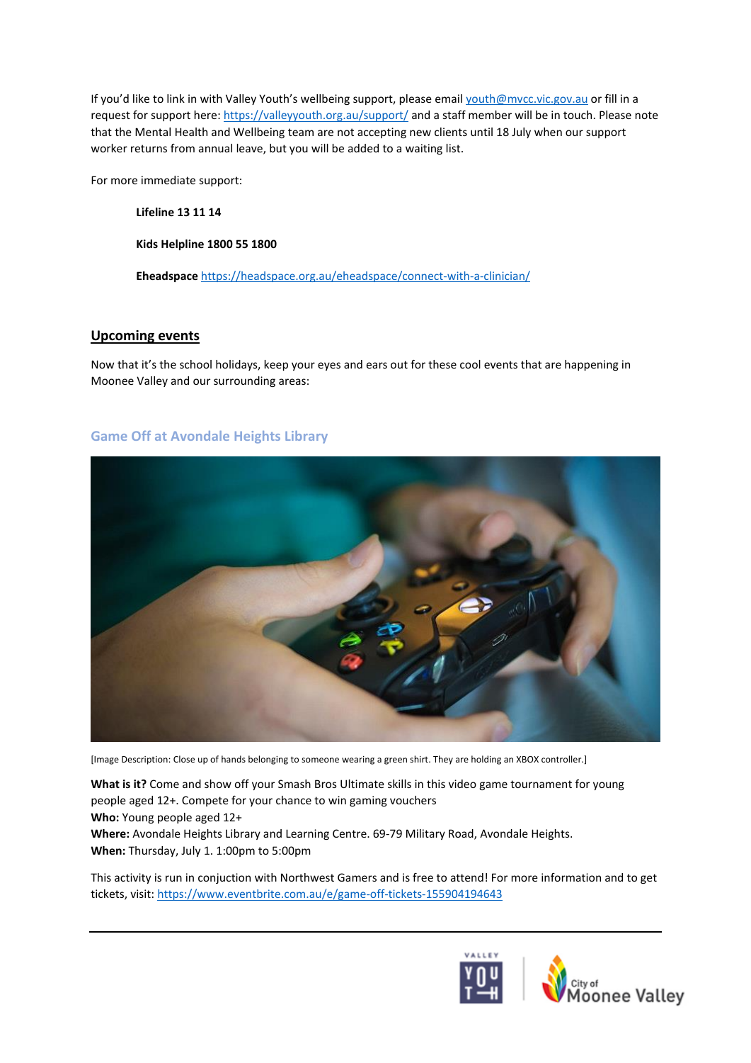If you'd like to link in with Valley Youth's wellbeing support, please email youth@mvcc.vic.gov.au or fill in a request for support here: https://valleyyouth.org.au/support/ and a staff member will be in touch. Please note that the Mental Health and Wellbeing team are not accepting new clients until 18 July when our support worker returns from annual leave, but you will be added to a waiting list.

For more immediate support:

**Lifeline 13 11 14**

**Kids Helpline 1800 55 1800**

**Eheadspace** https://headspace.org.au/eheadspace/connect-with-a-clinician/

## Upcoming events

Now that it's the school holidays, keep your eyes and ears out for these cool events that are happening in Moonee Valley and our surrounding areas:

### Game Off at Avondale Heights Library

[Image Description: Close up of hands belonging to someone wearing a green shirt. They are holding an XBOX controller.]

**What is it?** Come and show off your Smash Bros Ultimate skills in this video game tournament for young people aged 12+. Compete for your chance to win gaming vouchers
**Who:** Young people aged 12+
**Where:** Avondale Heights Library and Learning Centre. 69-79 Military Road, Avondale Heights.
**When:** Thursday, July 1. 1:00pm to 5:00pm

This activity is run in conjuction with Northwest Gamers and is free to attend! For more information and to get tickets, visit: https://www.eventbrite.com.au/e/game-off-tickets-155904194643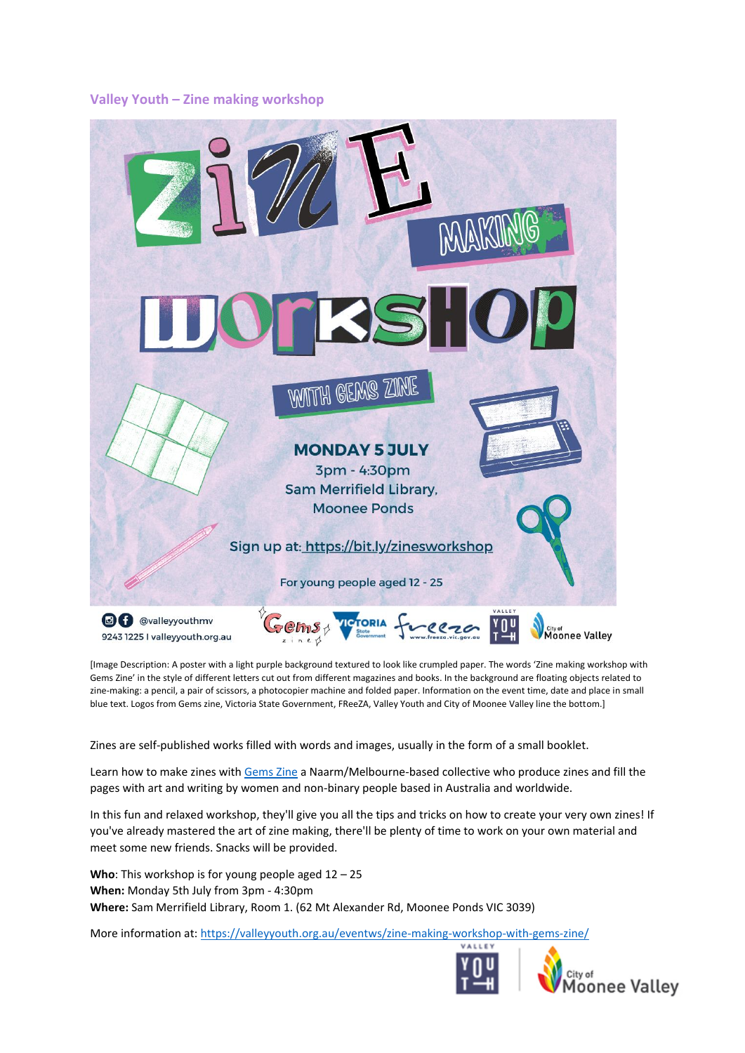### Valley Youth – Zine making workshop

[Image Description: A poster with a light purple background textured to look like crumpled paper. The words 'Zine making workshop with Gems Zine' in the style of different letters cut out from different magazines and books. In the background are floating objects related to zine-making: a pencil, a pair of scissors, a photocopier machine and folded paper. Information on the event time, date and place in small blue text. Logos from Gems zine, Victoria State Government, FReeZA, Valley Youth and City of Moonee Valley line the bottom.]

Zines are self-published works filled with words and images, usually in the form of a small booklet.

Learn how to make zines with [Gems Zine](#) a Naarm/Melbourne-based collective who produce zines and fill the pages with art and writing by women and non-binary people based in Australia and worldwide.

In this fun and relaxed workshop, they'll give you all the tips and tricks on how to create your very own zines! If you've already mastered the art of zine making, there'll be plenty of time to work on your own material and meet some new friends. Snacks will be provided.

**Who**: This workshop is for young people aged 12 – 25
**When:** Monday 5th July from 3pm - 4:30pm
**Where:** Sam Merrifield Library, Room 1. (62 Mt Alexander Rd, Moonee Ponds VIC 3039)

More information at: https://valleyyouth.org.au/eventws/zine-making-workshop-with-gems-zine/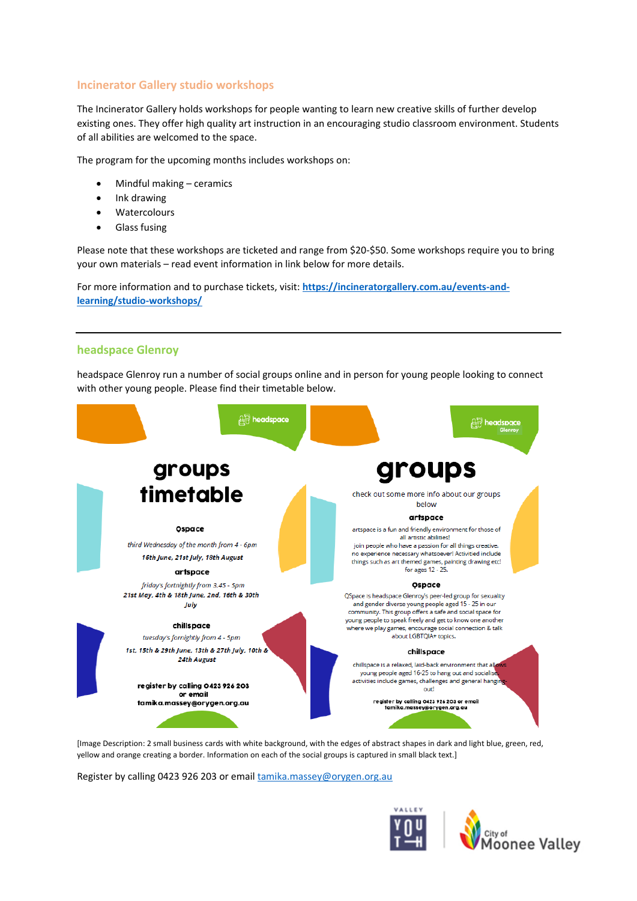## Incinerator Gallery studio workshops

The Incinerator Gallery holds workshops for people wanting to learn new creative skills of further develop existing ones. They offer high quality art instruction in an encouraging studio classroom environment. Students of all abilities are welcomed to the space.

The program for the upcoming months includes workshops on:

- Mindful making – ceramics
- Ink drawing
- Watercolours
- Glass fusing

Please note that these workshops are ticketed and range from $20-$50. Some workshops require you to bring your own materials – read event information in link below for more details.

For more information and to purchase tickets, visit: [https://incineratorgallery.com.au/events-and-learning/studio-workshops/](https://incineratorgallery.com.au/events-and-learning/studio-workshops/)

---

## headspace Glenroy

headspace Glenroy run a number of social groups online and in person for young people looking to connect with other young people. Please find their timetable below.

headspace

# groups timetable

**Qspace**

*third Wednesday of the month from 4 - 6pm*

***16th June, 21st July, 18th August***

**artspace**

*friday's fortnightly from 3.45 - 5pm*

***21st May, 4th & 18th June, 2nd, 16th & 30th July***

**chillspace**

*tuesday's fortnightly from 4 - 5pm*

***1st, 15th & 29th June, 13th & 27th July, 10th & 24th August***

**register by calling 0423 926 203 or email tamika.massey@orygen.org.au**

headspace Glenroy

# groups

check out some more info about our groups below

**artspace**

artspace is a fun and friendly environment for those of all artistic abilities! join people who have a passion for all things creative. no experience necessary whatsoever! Activitied include things such as art themed games, painting drawing etc! for ages 12 - 25.

**Qspace**

QSpace is headspace Glenroy's peer-led group for sexuality and gender diverse young people aged 15 - 25 in our community. This group offers a safe and social space for young people to speak freely and get to know one another where we play games, encourage social connection & talk about LGBTQIA+ topics.

**chillspace**

chillspace is a relaxed, laid-back environment that allows young people aged 16-25 to hang out and socialise. activities include games, challenges and general hanging-out!

**register by calling 0423 926 203 or email tamika.massey@orygen.org.au**

[Image Description: 2 small business cards with white background, with the edges of abstract shapes in dark and light blue, green, red, yellow and orange creating a border. Information on each of the social groups is captured in small black text.]

Register by calling 0423 926 203 or email [tamika.massey@orygen.org.au](mailto:tamika.massey@orygen.org.au)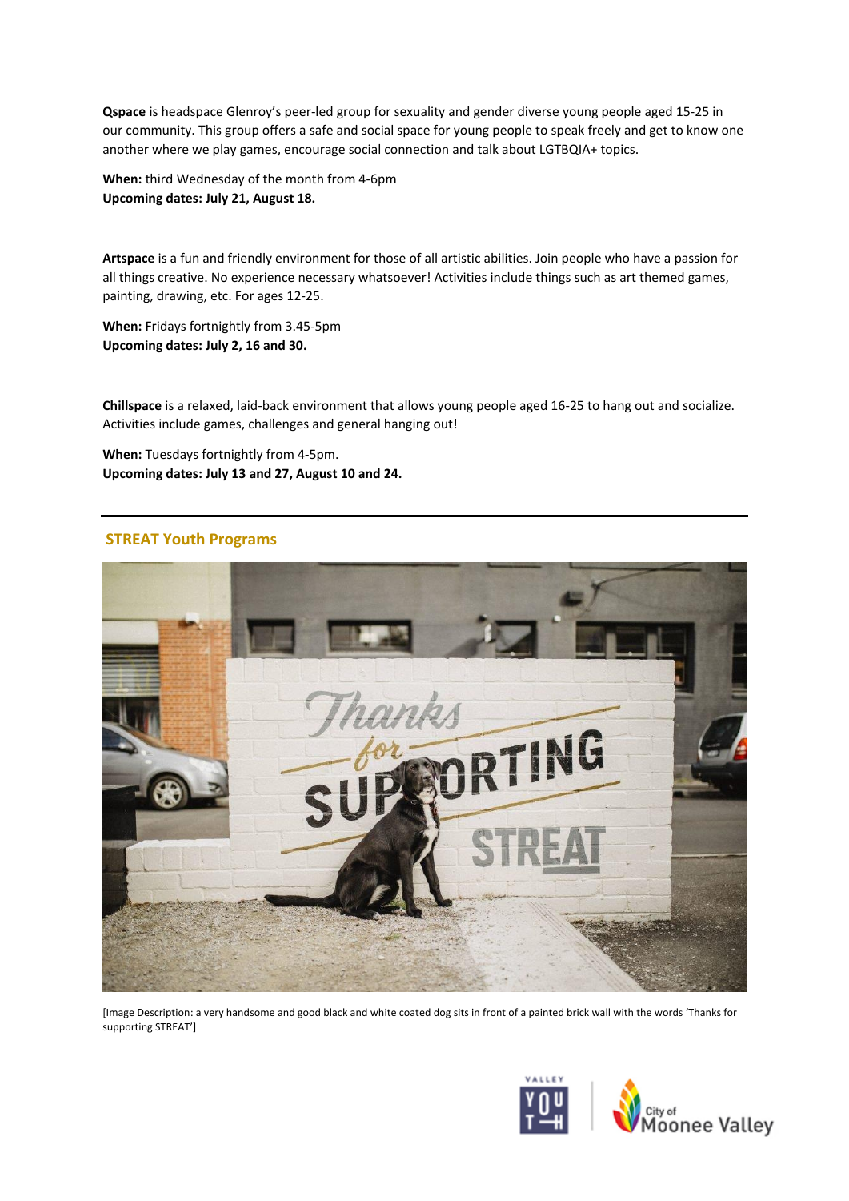**Qspace** is headspace Glenroy's peer-led group for sexuality and gender diverse young people aged 15-25 in our community. This group offers a safe and social space for young people to speak freely and get to know one another where we play games, encourage social connection and talk about LGTBQIA+ topics.

**When:** third Wednesday of the month from 4-6pm
**Upcoming dates: July 21, August 18.**

**Artspace** is a fun and friendly environment for those of all artistic abilities. Join people who have a passion for all things creative. No experience necessary whatsoever! Activities include things such as art themed games, painting, drawing, etc. For ages 12-25.

**When:** Fridays fortnightly from 3.45-5pm
**Upcoming dates: July 2, 16 and 30.**

**Chillspace** is a relaxed, laid-back environment that allows young people aged 16-25 to hang out and socialize. Activities include games, challenges and general hanging out!

**When:** Tuesdays fortnightly from 4-5pm.
**Upcoming dates: July 13 and 27, August 10 and 24.**

---

## STREAT Youth Programs

[Image Description: a very handsome and good black and white coated dog sits in front of a painted brick wall with the words 'Thanks for supporting STREAT']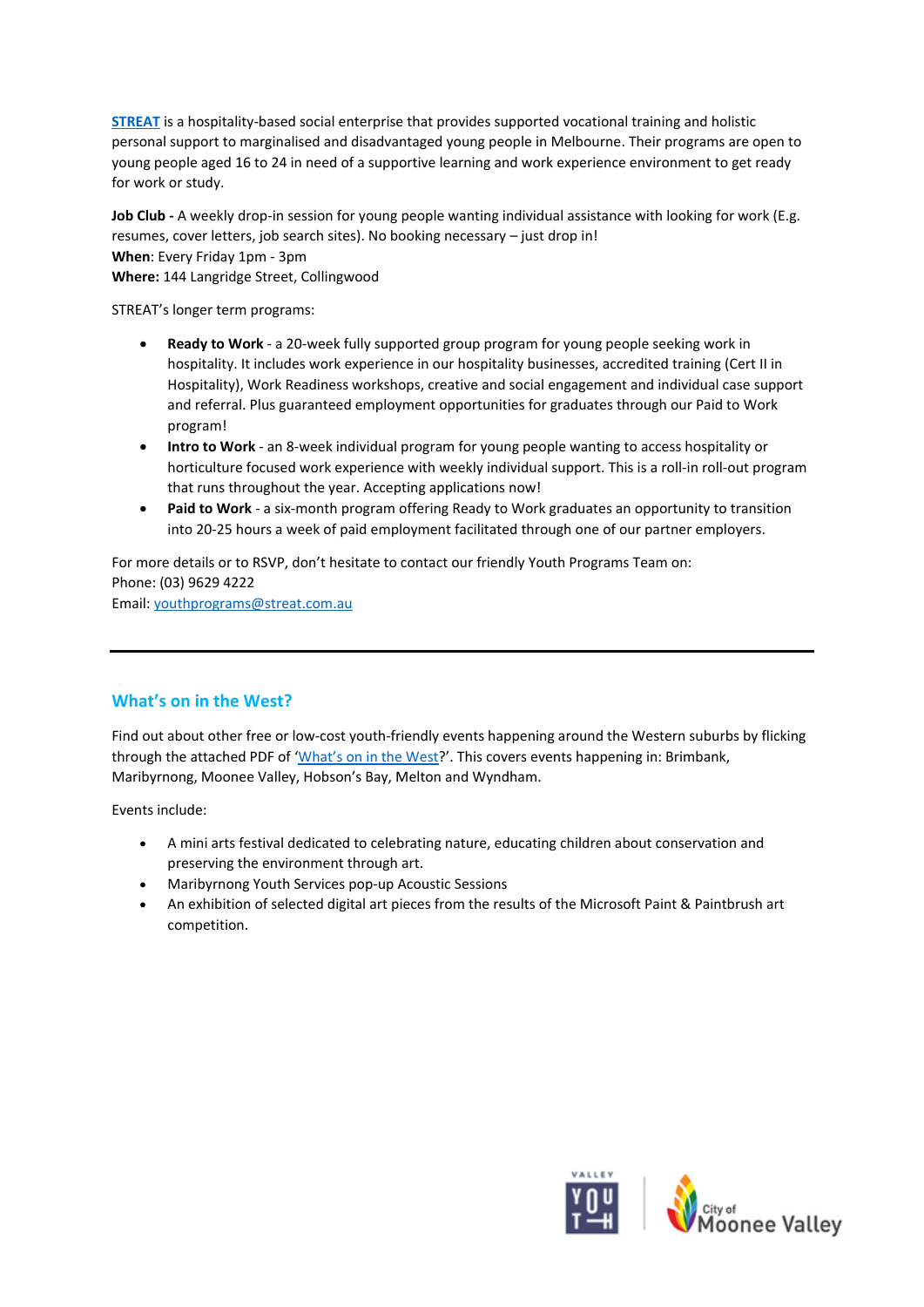[STREAT](#) is a hospitality-based social enterprise that provides supported vocational training and holistic personal support to marginalised and disadvantaged young people in Melbourne. Their programs are open to young people aged 16 to 24 in need of a supportive learning and work experience environment to get ready for work or study.

**Job Club -** A weekly drop-in session for young people wanting individual assistance with looking for work (E.g. resumes, cover letters, job search sites). No booking necessary – just drop in!
**When**: Every Friday 1pm - 3pm
**Where:** 144 Langridge Street, Collingwood

STREAT's longer term programs:

- **Ready to Work** - a 20-week fully supported group program for young people seeking work in hospitality. It includes work experience in our hospitality businesses, accredited training (Cert II in Hospitality), Work Readiness workshops, creative and social engagement and individual case support and referral. Plus guaranteed employment opportunities for graduates through our Paid to Work program!
- **Intro to Work** - an 8-week individual program for young people wanting to access hospitality or horticulture focused work experience with weekly individual support. This is a roll-in roll-out program that runs throughout the year. Accepting applications now!
- **Paid to Work** - a six-month program offering Ready to Work graduates an opportunity to transition into 20-25 hours a week of paid employment facilitated through one of our partner employers.

For more details or to RSVP, don't hesitate to contact our friendly Youth Programs Team on:
Phone: (03) 9629 4222
Email: youthprograms@streat.com.au

---

## What's on in the West?

Find out about other free or low-cost youth-friendly events happening around the Western suburbs by flicking through the attached PDF of '[What's on in the West](#)?'. This covers events happening in: Brimbank, Maribyrnong, Moonee Valley, Hobson's Bay, Melton and Wyndham.

Events include:

- A mini arts festival dedicated to celebrating nature, educating children about conservation and preserving the environment through art.
- Maribyrnong Youth Services pop-up Acoustic Sessions
- An exhibition of selected digital art pieces from the results of the Microsoft Paint & Paintbrush art competition.